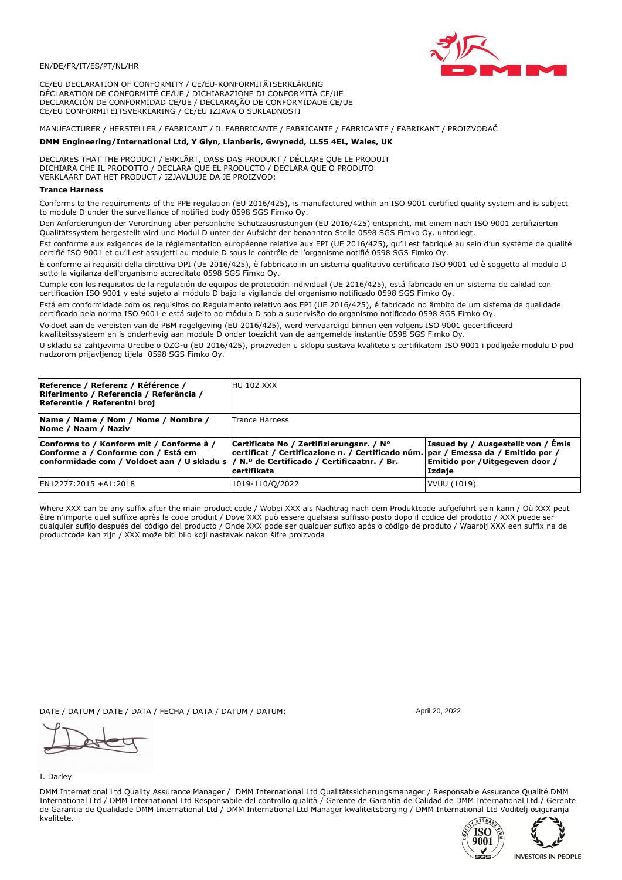EN/DE/FR/IT/ES/PT/NL/HR

CE/EU DECLARATION OF CONFORMITY / CE/EU-KONFORMITÄTSERKLÄRUNG
DÉCLARATION DE CONFORMITÉ CE/UE / DICHIARAZIONE DI CONFORMITÀ CE/UE
DECLARACIÓN DE CONFORMIDAD CE/UE / DECLARAÇÃO DE CONFORMIDADE CE/UE
CE/EU CONFORMITEITSVERKLARING / CE/EU IZJAVA O SUKLADNOSTI

MANUFACTURER / HERSTELLER / FABRICANT / IL FABBRICANTE / FABRICANTE / FABRICANTE / FABRIKANT / PROIZVOĐAČ

**DMM Engineering/International Ltd, Y Glyn, Llanberis, Gwynedd, LL55 4EL, Wales, UK**

DECLARES THAT THE PRODUCT / ERKLÄRT, DASS DAS PRODUKT / DÉCLARE QUE LE PRODUIT
DICHIARA CHE IL PRODOTTO / DECLARA QUE EL PRODUCTO / DECLARA QUE O PRODUTO
VERKLAART DAT HET PRODUCT / IZJAVLJUJE DA JE PROIZVOD:

**Trance Harness**

Conforms to the requirements of the PPE regulation (EU 2016/425), is manufactured within an ISO 9001 certified quality system and is subject to module D under the surveillance of notified body 0598 SGS Fimko Oy.

Den Anforderungen der Verordnung über persönliche Schutzausrüstungen (EU 2016/425) entspricht, mit einem nach ISO 9001 zertifizierten Qualitätssystem hergestellt wird und Modul D unter der Aufsicht der benannten Stelle 0598 SGS Fimko Oy. unterliegt.

Est conforme aux exigences de la réglementation européenne relative aux EPI (UE 2016/425), qu'il est fabriqué au sein d'un système de qualité certifié ISO 9001 et qu'il est assujetti au module D sous le contrôle de l'organisme notifié 0598 SGS Fimko Oy.

È conforme ai requisiti della direttiva DPI (UE 2016/425), è fabbricato in un sistema qualitativo certificato ISO 9001 ed è soggetto al modulo D sotto la vigilanza dell'organismo accreditato 0598 SGS Fimko Oy.

Cumple con los requisitos de la regulación de equipos de protección individual (UE 2016/425), está fabricado en un sistema de calidad con certificación ISO 9001 y está sujeto al módulo D bajo la vigilancia del organismo notificado 0598 SGS Fimko Oy.

Está em conformidade com os requisitos do Regulamento relativo aos EPI (UE 2016/425), é fabricado no âmbito de um sistema de qualidade certificado pela norma ISO 9001 e está sujeito ao módulo D sob a supervisão do organismo notificado 0598 SGS Fimko Oy.

Voldoet aan de vereisten van de PBM regelgeving (EU 2016/425), werd vervaardigd binnen een volgens ISO 9001 gecertificeerd kwaliteitssysteem en is onderhevig aan module D onder toezicht van de aangemelde instantie 0598 SGS Fimko Oy.

U skladu sa zahtjevima Uredbe o OZO-u (EU 2016/425), proizveden u sklopu sustava kvalitete s certifikatom ISO 9001 i podliježe modulu D pod nadzorom prijavljenog tijela 0598 SGS Fimko Oy.

| **Reference / Referenz / Référence / Riferimento / Referencia / Referência / Referentie / Referentni broj** | HU 102 XXX | |
|---|---|---|
| **Name / Name / Nom / Nome / Nombre / Nome / Naam / Naziv** | Trance Harness | |
| **Conforms to / Konform mit / Conforme à / Conforme a / Conforme con / Está em conformidade com / Voldoet aan / U skladu s** | **Certificate No / Zertifizierungsnr. / N° certificat / Certificazione n. / Certificado núm. / N.º de Certificado / Certificaatnr. / Br. certifikata** | **Issued by / Ausgestellt von / Émis par / Emessa da / Emitido por / Emitido por / Uitgegeven door / Izdaje** |
| EN12277:2015 +A1:2018 | 1019-110/Q/2022 | VVUU (1019) |

Where XXX can be any suffix after the main product code / Wobei XXX als Nachtrag nach dem Produktcode aufgeführt sein kann / Où XXX peut être n'importe quel suffixe après le code produit / Dove XXX può essere qualsiasi suffisso posto dopo il codice del prodotto / XXX puede ser cualquier sufijo después del código del producto / Onde XXX pode ser qualquer sufixo após o código de produto / Waarbij XXX een suffix na de productcode kan zijn / XXX može biti bilo koji nastavak nakon šifre proizvoda

DATE / DATUM / DATE / DATA / FECHA / DATA / DATUM / DATUM: April 20, 2022

I. Darley

DMM International Ltd Quality Assurance Manager / DMM International Ltd Qualitätssicherungsmanager / Responsable Assurance Qualité DMM International Ltd / DMM International Ltd Responsabile del controllo qualità / Gerente de Garantía de Calidad de DMM International Ltd / Gerente de Garantia de Qualidade DMM International Ltd / DMM International Ltd Manager kwaliteitsborging / DMM International Ltd Voditelj osiguranja kvalitete.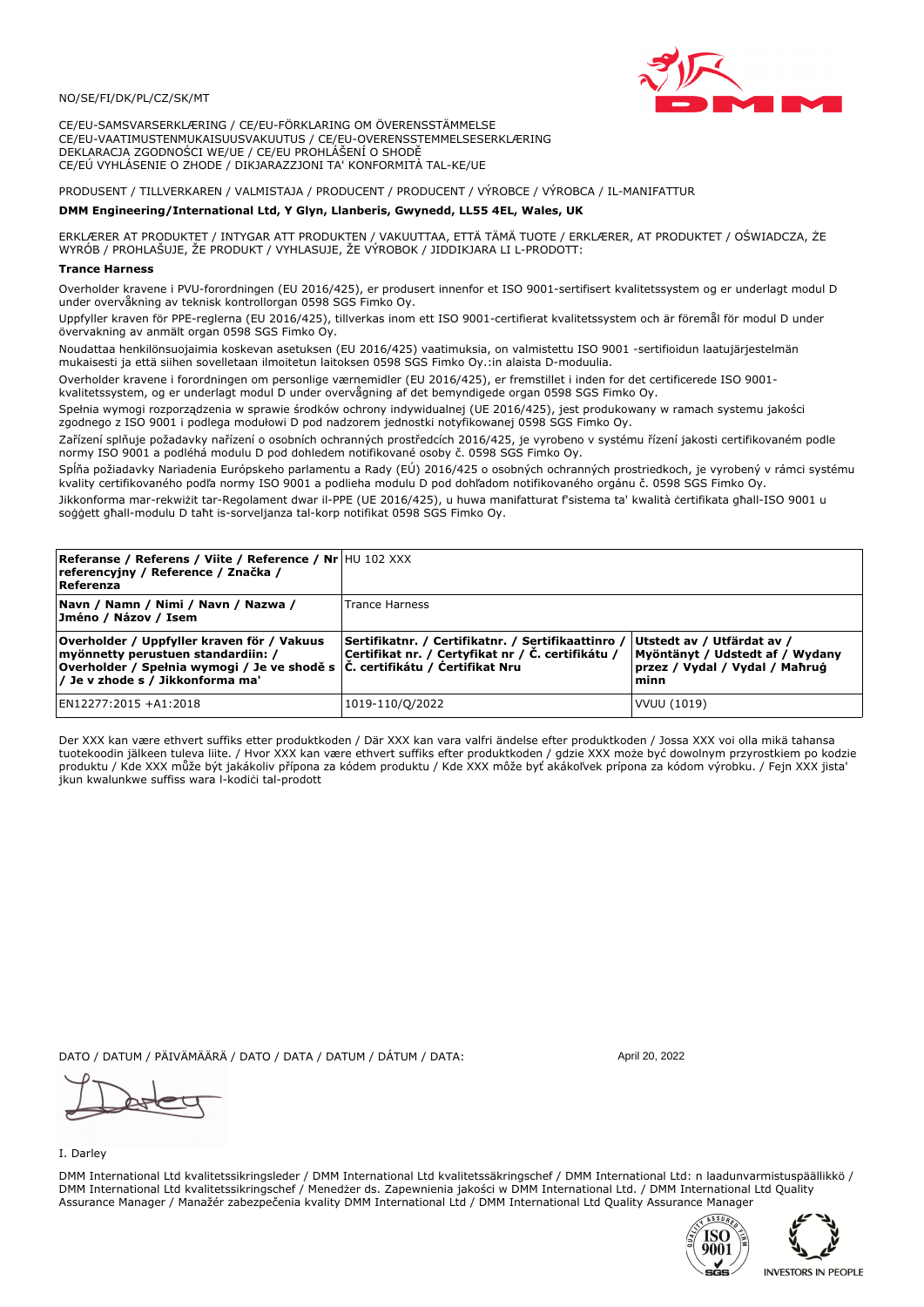NO/SE/FI/DK/PL/CZ/SK/MT

CE/EU-SAMSVARSERKLÆRING / CE/EU-FÖRKLARING OM ÖVERENSSTÄMMELSE
CE/EU-VAATIMUSTENMUKAISUUSVAKUUTUS / CE/EU-OVERENSSTEMMELSESERKLÆRING
DEKLARACJA ZGODNOŚCI WE/UE / CE/EU PROHLÁŠENÍ O SHODĚ
CE/EÚ VYHLÁSENIE O ZHODE / DIKJARAZZJONI TA' KONFORMITÀ TAL-KE/UE

PRODUSENT / TILLVERKAREN / VALMISTAJA / PRODUCENT / PRODUCENT / VÝROBCE / VÝROBCA / IL-MANIFATTUR

**DMM Engineering/International Ltd, Y Glyn, Llanberis, Gwynedd, LL55 4EL, Wales, UK**

ERKLÆRER AT PRODUKTET / INTYGAR ATT PRODUKTEN / VAKUUTTAA, ETTÄ TÄMÄ TUOTE / ERKLÆRER, AT PRODUKTET / OŚWIADCZA, ŻE WYRÓB / PROHLAŠUJE, ŽE PRODUKT / VYHLASUJE, ŽE VÝROBOK / JIDDIKJARA LI L-PRODOTT:

**Trance Harness**

Overholder kravene i PVU-forordningen (EU 2016/425), er produsert innenfor et ISO 9001-sertifisert kvalitetssystem og er underlagt modul D under overvåkning av teknisk kontrollorgan 0598 SGS Fimko Oy.

Uppfyller kraven för PPE-reglerna (EU 2016/425), tillverkas inom ett ISO 9001-certifierat kvalitetssystem och är föremål för modul D under övervakning av anmält organ 0598 SGS Fimko Oy.

Noudattaa henkilönsuojaimia koskevan asetuksen (EU 2016/425) vaatimuksia, on valmistettu ISO 9001 -sertifioidun laatujärjestelmän mukaisesti ja että siihen sovelletaan ilmoitetun laitoksen 0598 SGS Fimko Oy.:in alaista D-moduulia.

Overholder kravene i forordningen om personlige værnemidler (EU 2016/425), er fremstillet i inden for det certificerede ISO 9001-kvalitetssystem, og er underlagt modul D under overvågning af det bemyndigede organ 0598 SGS Fimko Oy.

Spełnia wymogi rozporządzenia w sprawie środków ochrony indywidualnej (UE 2016/425), jest produkowany w ramach systemu jakości zgodnego z ISO 9001 i podlega modułowi D pod nadzorem jednostki notyfikowanej 0598 SGS Fimko Oy.

Zařízení splňuje požadavky nařízení o osobních ochranných prostředcích 2016/425, je vyrobeno v systému řízení jakosti certifikovaném podle normy ISO 9001 a podléhá modulu D pod dohledem notifikované osoby č. 0598 SGS Fimko Oy.

Spĺňa požiadavky Nariadenia Európskeho parlamentu a Rady (EÚ) 2016/425 o osobných ochranných prostriedkoch, je vyrobený v rámci systému kvality certifikovaného podľa normy ISO 9001 a podlieha modulu D pod dohľadom notifikovaného orgánu č. 0598 SGS Fimko Oy.

Jikkonforma mar-rekwiżit tar-Regolament dwar il-PPE (UE 2016/425), u huwa manifatturat f'sistema ta' kwalità ċertifikata għall-ISO 9001 u soġġett għall-modulu D taħt is-sorveljanza tal-korp notifikat 0598 SGS Fimko Oy.

| **Referanse / Referens / Viite / Reference / Nr referencyjny / Reference / Značka / Referenza** | HU 102 XXX | |
|---|---|---|
| **Navn / Namn / Nimi / Navn / Nazwa / Jméno / Názov / Isem** | Trance Harness | |
| **Overholder / Uppfyller kraven för / Vakuus myönnetty perustuen standardiin: / Overholder / Spełnia wymogi / Je ve shodě s / Je v zhode s / Jikkonforma ma'** | **Sertifikatnr. / Certifikatnr. / Sertifikaattinro / Certifikat nr. / Certyfikat nr / Č. certifikátu / Č. certifikátu / Ċertifikat Nru** | **Utstedt av / Utfärdat av / Myöntänyt / Udstedt af / Wydany przez / Vydal / Vydal / Maħruġ minn** |
| EN12277:2015 +A1:2018 | 1019-110/Q/2022 | VVUU (1019) |

Der XXX kan være ethvert suffiks etter produktkoden / Där XXX kan vara valfri ändelse efter produktkoden / Jossa XXX voi olla mikä tahansa tuotekoodin jälkeen tuleva liite. / Hvor XXX kan være ethvert suffiks efter produktkoden / gdzie XXX może być dowolnym przyrostkiem po kodzie produktu / Kde XXX může být jakákoliv přípona za kódem produktu / Kde XXX môže byť akákoľvek prípona za kódom výrobku. / Fejn XXX jista' jkun kwalunkwe suffiss wara l-kodiċi tal-prodott

DATO / DATUM / PÄIVÄMÄÄRÄ / DATO / DATA / DATUM / DÁTUM / DATA: April 20, 2022

I. Darley

DMM International Ltd kvalitetssikringsleder / DMM International Ltd kvalitetssäkringschef / DMM International Ltd: n laadunvarmistuspäällikkö / DMM International Ltd kvalitetssikringschef / Menedżer ds. Zapewnienia jakości w DMM International Ltd. / DMM International Ltd Quality Assurance Manager / Manažér zabezpečenia kvality DMM International Ltd / DMM International Ltd Quality Assurance Manager

INVESTORS IN PEOPLE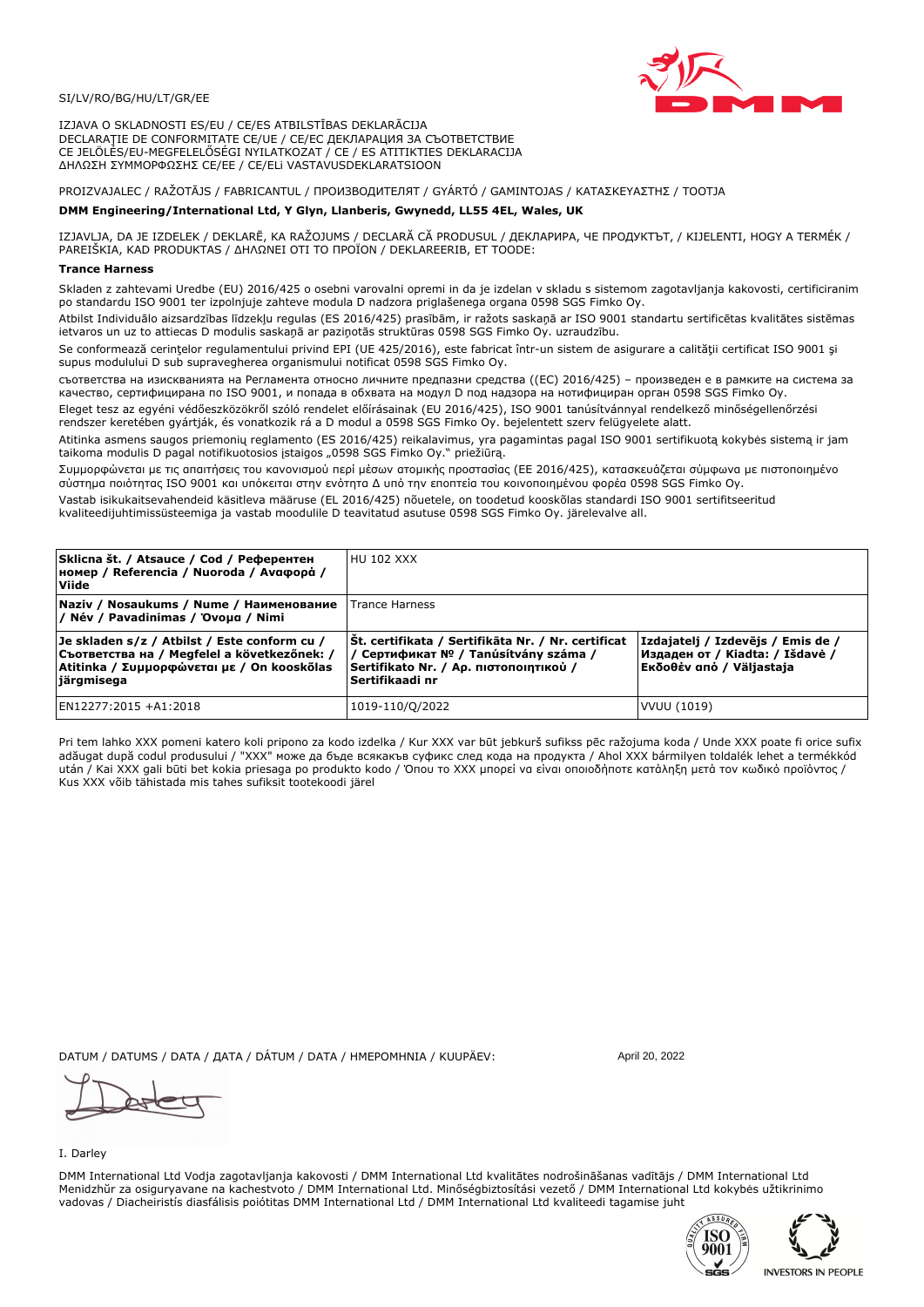SI/LV/RO/BG/HU/LT/GR/EE

IZJAVA O SKLADNOSTI ES/EU / CE/ES ATBILSTĪBAS DEKLARĀCIJA
DECLARAȚIE DE CONFORMITATE CE/UE / CE/ЕС ДЕКЛАРАЦИЯ ЗА СЪОТВЕТСТВИЕ
CE JELÖLÉS/EU-MEGFELELŐSÉGI NYILATKOZAT / CE / ES ATITIKTIES DEKLARACIJA
ΔΗΛΩΣΗ ΣΥΜΜΟΡΦΩΣΗΣ CE/EE / CE/ELi VASTAVUSDEKLARATSIOON

PROIZVAJALEC / RAŽOTĀJS / FABRICANTUL / ПРОИЗВОДИТЕЛЯТ / GYÁRTÓ / GAMINTOJAS / ΚΑΤΑΣΚΕΥΑΣΤΗΣ / TOOTJA

**DMM Engineering/International Ltd, Y Glyn, Llanberis, Gwynedd, LL55 4EL, Wales, UK**

IZJAVLJA, DA JE IZDELEK / DEKLARĒ, KA RAŽOJUMS / DECLARĂ CĂ PRODUSUL / ДЕКЛАРИРА, ЧЕ ПРОДУКТЪТ, / KIJELENTI, HOGY A TERMÉK / PAREIŠKIA, KAD PRODUKTAS / ΔΗΛΩΝΕΙ ΟΤΙ ΤΟ ΠΡΟΪΟΝ / DEKLAREERIB, ET TOODE:

**Trance Harness**

Skladen z zahtevami Uredbe (EU) 2016/425 o osebni varovalni opremi in da je izdelan v skladu s sistemom zagotavljanja kakovosti, certificiranim po standardu ISO 9001 ter izpolnjuje zahteve modula D nadzora priglašenega organa 0598 SGS Fimko Oy.

Atbilst Individuālo aizsardzības līdzekļu regulas (ES 2016/425) prasībām, ir ražots saskaņā ar ISO 9001 standartu sertificētas kvalitātes sistēmas ietvaros un uz to attiecas D modulis saskaņā ar paziņotās struktūras 0598 SGS Fimko Oy. uzraudzību.

Se conformează cerințelor regulamentului privind EPI (UE 425/2016), este fabricat într-un sistem de asigurare a calității certificat ISO 9001 și supus modulului D sub supravegherea organismului notificat 0598 SGS Fimko Oy.

съответства на изискванията на Регламента относно личните предпазни средства ((ЕС) 2016/425) – произведен е в рамките на системата за качество, сертифицирана по ISO 9001, и попада в обхвата на модул D под надзора на нотифициран орган 0598 SGS Fimko Oy.

Eleget tesz az egyéni védőeszközökről szóló rendelet előírásainak (EU 2016/425), ISO 9001 tanúsítvánnyal rendelkező minőségellenőrzési rendszer keretében gyártják, és vonatkozik rá a D modul a 0598 SGS Fimko Oy. bejelentett szerv felügyelete alatt.

Atitinka asmens saugos priemonių reglamento (ES 2016/425) reikalavimus, yra pagamintas pagal ISO 9001 sertifikuotą kokybės sistemą ir jam taikoma modulis D pagal notifikuotosios įstaigos „0598 SGS Fimko Oy." priežiūrą.

Συμμορφώνεται με τις απαιτήσεις του κανονισμού περί μέσων ατομικής προστασίας (ΕΕ 2016/425), κατασκευάζεται σύμφωνα με πιστοποιημένο σύστημα ποιότητας ISO 9001 και υπόκειται στην ενότητα Δ υπό την εποπτεία του κοινοποιημένου φορέα 0598 SGS Fimko Oy.

Vastab isikukaitsevahendeid käsitleva määruse (EL 2016/425) nõuetele, on toodetud kooskõlas standardi ISO 9001 sertifitseeritud kvaliteedijuhtimissüsteemiga ja vastab moodulile D teavitatud asutuse 0598 SGS Fimko Oy. järelevalve all.

| | | |
|---|---|---|
| **Sklicna št. / Atsauce / Cod / Референтен номер / Referencia / Nuoroda / Αναφορά / Viide** | HU 102 XXX | |
| **Naziv / Nosaukums / Nume / Наименование / Név / Pavadinimas / Όνομα / Nimi** | Trance Harness | |
| **Je skladen s/z / Atbilst / Este conform cu / Съответства на / Megfelel a következőnek: / Atitinka / Συμμορφώνεται με / On kooskõlas järgmisega** | **Št. certifikata / Sertifikāta Nr. / Nr. certificat / Сертификат № / Tanúsítvány száma / Sertifikato Nr. / Αρ. πιστοποιητικού / Sertifikaadi nr** | **Izdajatelj / Izdevējs / Emis de / Издаден от / Kiadta: / Išdavė / Εκδοθέν από / Väljastaja** |
| EN12277:2015 +A1:2018 | 1019-110/Q/2022 | VVUU (1019) |

Pri tem lahko XXX pomeni katero koli pripono za kodo izdelka / Kur XXX var būt jebkurš sufikss pēc ražojuma koda / Unde XXX poate fi orice sufix adăugat după codul produsului / "XXX" може да бъде всякакъв суфикс след кода на продукта / Ahol XXX bármilyen toldalék lehet a termékkód után / Kai XXX gali būti bet kokia priesaga po produkto kodo / Όπου το XXX μπορεί να είναι οποιοδήποτε κατάληξη μετά τον κωδικό προϊόντος / Kus XXX võib tähistada mis tahes sufiksit tootekoodi järel

DATUM / DATUMS / DATA / ДАТА / DÁTUM / DATA / ΗΜΕΡΟΜΗΝΙΑ / KUUPÄEV: April 20, 2022

I. Darley

DMM International Ltd Vodja zagotavljanja kakovosti / DMM International Ltd kvalitātes nodrošināšanas vadītājs / DMM International Ltd Menidzhър za osiguryavane na kachestvoto / DMM International Ltd. Minőségbiztosítási vezető / DMM International Ltd kokybės užtikrinimo vadovas / Diacheiristís diasfálisis poiótitas DMM International Ltd / DMM International Ltd kvaliteedi tagamise juht

INVESTORS IN PEOPLE